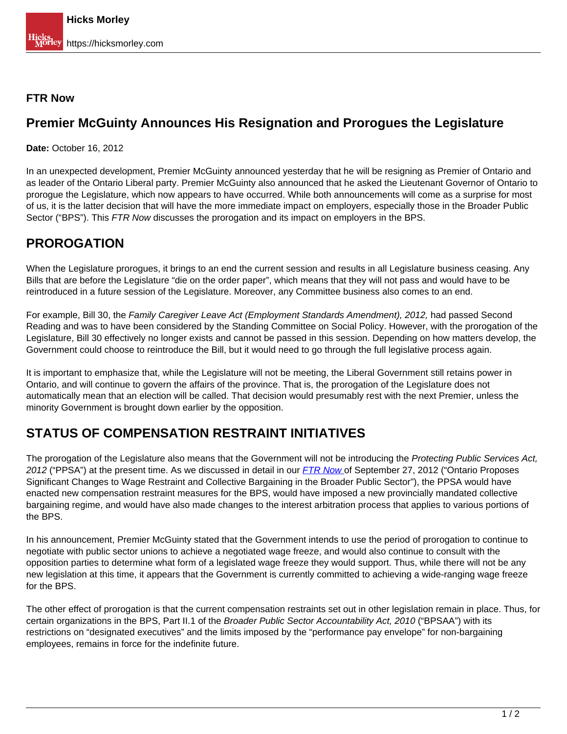**FTR Now**

## Premier McGuinty Announces His Resignation and Prorogues the Legislature

**Date:** October 16, 2012

In an unexpected development, Premier McGuinty announced yesterday that he will be resigning as Premier of Ontario and as leader of the Ontario Liberal party. Premier McGuinty also announced that he asked the Lieutenant Governor of Ontario to prorogue the Legislature, which now appears to have occurred. While both announcements will come as a surprise for most of us, it is the latter decision that will have the more immediate impact on employers, especially those in the Broader Public Sector ("BPS"). This *FTR Now* discusses the prorogation and its impact on employers in the BPS.

## PROROGATION

When the Legislature prorogues, it brings to an end the current session and results in all Legislature business ceasing. Any Bills that are before the Legislature "die on the order paper", which means that they will not pass and would have to be reintroduced in a future session of the Legislature. Moreover, any Committee business also comes to an end.

For example, Bill 30, the *Family Caregiver Leave Act (Employment Standards Amendment), 2012,* had passed Second Reading and was to have been considered by the Standing Committee on Social Policy. However, with the prorogation of the Legislature, Bill 30 effectively no longer exists and cannot be passed in this session. Depending on how matters develop, the Government could choose to reintroduce the Bill, but it would need to go through the full legislative process again.

It is important to emphasize that, while the Legislature will not be meeting, the Liberal Government still retains power in Ontario, and will continue to govern the affairs of the province. That is, the prorogation of the Legislature does not automatically mean that an election will be called. That decision would presumably rest with the next Premier, unless the minority Government is brought down earlier by the opposition.

## STATUS OF COMPENSATION RESTRAINT INITIATIVES

The prorogation of the Legislature also means that the Government will not be introducing the *Protecting Public Services Act, 2012* ("PPSA") at the present time. As we discussed in detail in our *FTR Now* of September 27, 2012 ("Ontario Proposes Significant Changes to Wage Restraint and Collective Bargaining in the Broader Public Sector"), the PPSA would have enacted new compensation restraint measures for the BPS, would have imposed a new provincially mandated collective bargaining regime, and would have also made changes to the interest arbitration process that applies to various portions of the BPS.

In his announcement, Premier McGuinty stated that the Government intends to use the period of prorogation to continue to negotiate with public sector unions to achieve a negotiated wage freeze, and would also continue to consult with the opposition parties to determine what form of a legislated wage freeze they would support. Thus, while there will not be any new legislation at this time, it appears that the Government is currently committed to achieving a wide-ranging wage freeze for the BPS.

The other effect of prorogation is that the current compensation restraints set out in other legislation remain in place. Thus, for certain organizations in the BPS, Part II.1 of the *Broader Public Sector Accountability Act, 2010* ("BPSAA") with its restrictions on "designated executives" and the limits imposed by the "performance pay envelope" for non-bargaining employees, remains in force for the indefinite future.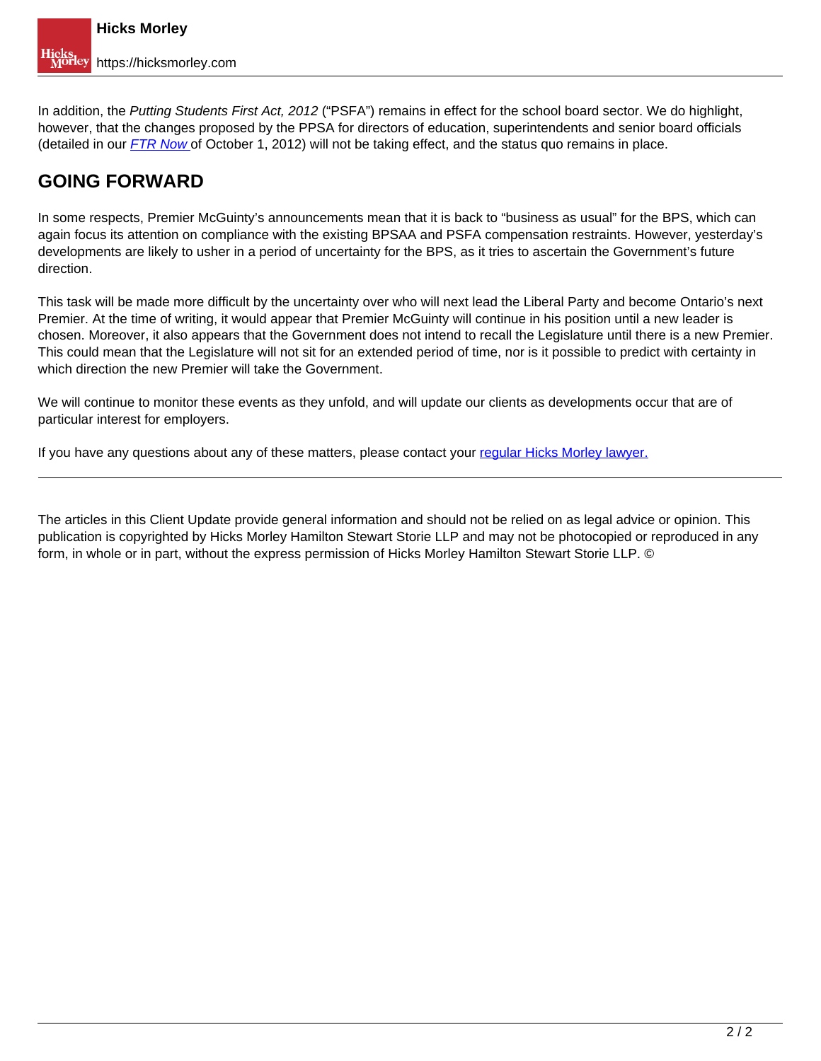In addition, the *Putting Students First Act, 2012* ("PSFA") remains in effect for the school board sector. We do highlight, however, that the changes proposed by the PPSA for directors of education, superintendents and senior board officials (detailed in our *FTR Now* of October 1, 2012) will not be taking effect, and the status quo remains in place.

## GOING FORWARD

In some respects, Premier McGuinty's announcements mean that it is back to "business as usual" for the BPS, which can again focus its attention on compliance with the existing BPSAA and PSFA compensation restraints. However, yesterday's developments are likely to usher in a period of uncertainty for the BPS, as it tries to ascertain the Government's future direction.

This task will be made more difficult by the uncertainty over who will next lead the Liberal Party and become Ontario's next Premier. At the time of writing, it would appear that Premier McGuinty will continue in his position until a new leader is chosen. Moreover, it also appears that the Government does not intend to recall the Legislature until there is a new Premier. This could mean that the Legislature will not sit for an extended period of time, nor is it possible to predict with certainty in which direction the new Premier will take the Government.

We will continue to monitor these events as they unfold, and will update our clients as developments occur that are of particular interest for employers.

If you have any questions about any of these matters, please contact your regular Hicks Morley lawyer.

---

The articles in this Client Update provide general information and should not be relied on as legal advice or opinion. This publication is copyrighted by Hicks Morley Hamilton Stewart Storie LLP and may not be photocopied or reproduced in any form, in whole or in part, without the express permission of Hicks Morley Hamilton Stewart Storie LLP. ©